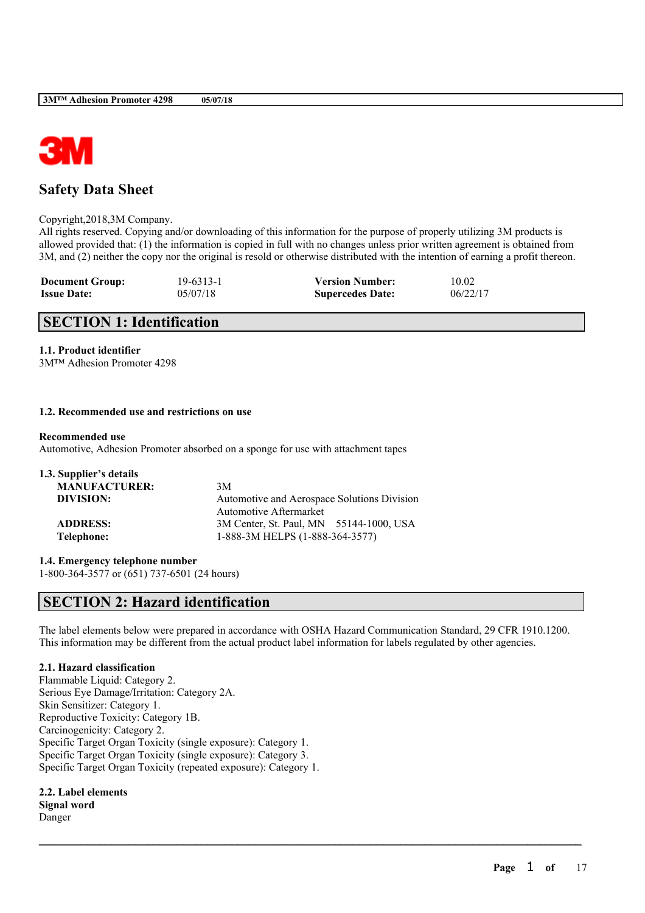# Safety Data Sheet

Copyright,2018,3M Company.
All rights reserved. Copying and/or downloading of this information for the purpose of properly utilizing 3M products is allowed provided that: (1) the information is copied in full with no changes unless prior written agreement is obtained from 3M, and (2) neither the copy nor the original is resold or otherwise distributed with the intention of earning a profit thereon.

| | | | |
|---|---|---|---|
| **Document Group:** | 19-6313-1 | **Version Number:** | 10.02 |
| **Issue Date:** | 05/07/18 | **Supercedes Date:** | 06/22/17 |

## SECTION 1: Identification

### 1.1. Product identifier

3M™ Adhesion Promoter 4298

### 1.2. Recommended use and restrictions on use

**Recommended use**
Automotive, Adhesion Promoter absorbed on a sponge for use with attachment tapes

### 1.3. Supplier's details

| | |
|---|---|
| **MANUFACTURER:** | 3M |
| **DIVISION:** | Automotive and Aerospace Solutions Division<br>Automotive Aftermarket |
| **ADDRESS:** | 3M Center, St. Paul, MN 55144-1000, USA |
| **Telephone:** | 1-888-3M HELPS (1-888-364-3577) |

### 1.4. Emergency telephone number

1-800-364-3577 or (651) 737-6501 (24 hours)

## SECTION 2: Hazard identification

The label elements below were prepared in accordance with OSHA Hazard Communication Standard, 29 CFR 1910.1200. This information may be different from the actual product label information for labels regulated by other agencies.

### 2.1. Hazard classification

Flammable Liquid: Category 2.
Serious Eye Damage/Irritation: Category 2A.
Skin Sensitizer: Category 1.
Reproductive Toxicity: Category 1B.
Carcinogenicity: Category 2.
Specific Target Organ Toxicity (single exposure): Category 1.
Specific Target Organ Toxicity (single exposure): Category 3.
Specific Target Organ Toxicity (repeated exposure): Category 1.

### 2.2. Label elements

**Signal word**
Danger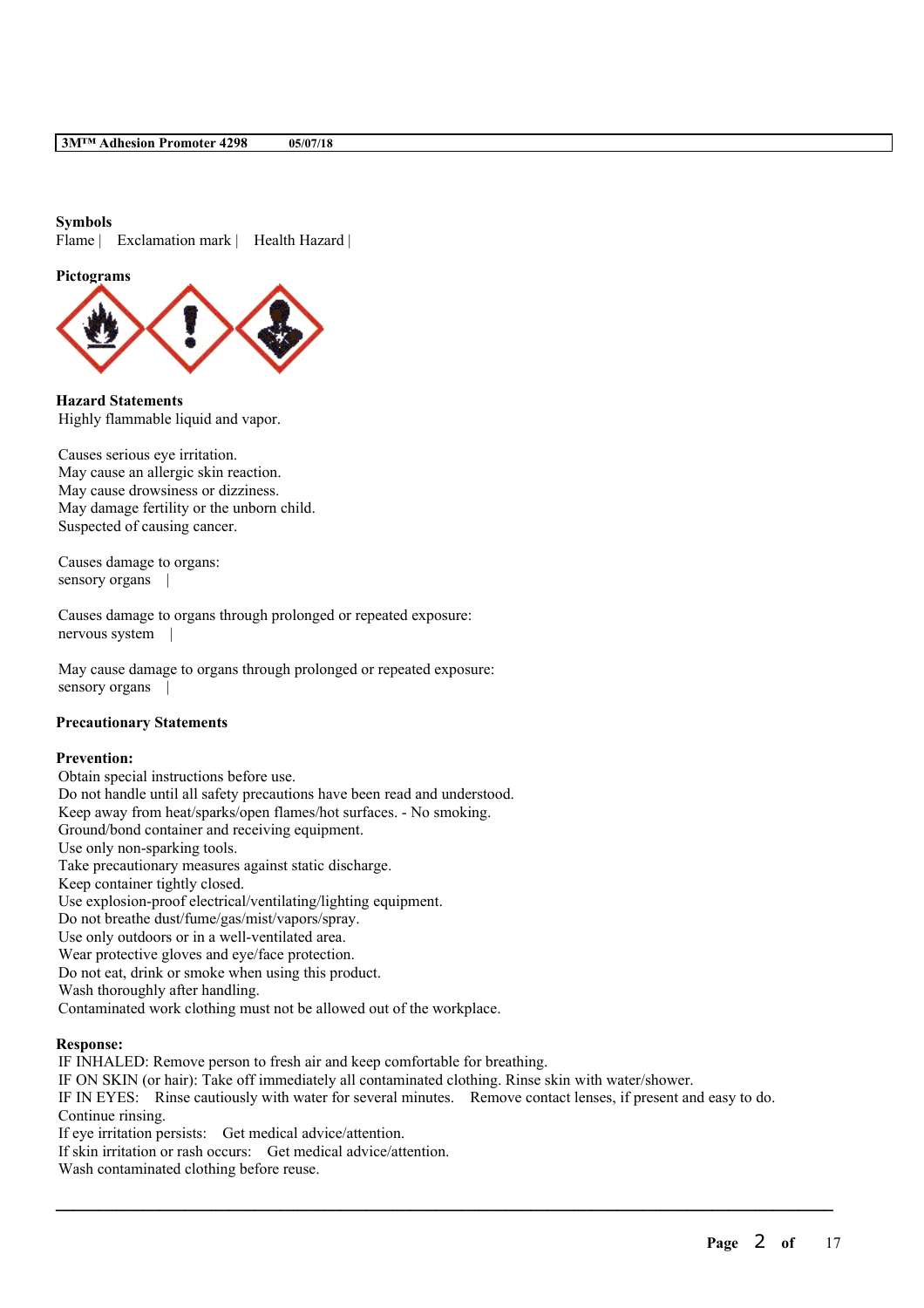**Symbols**

Flame | Exclamation mark | Health Hazard |

**Pictograms**

**Hazard Statements**

Highly flammable liquid and vapor.

Causes serious eye irritation.
May cause an allergic skin reaction.
May cause drowsiness or dizziness.
May damage fertility or the unborn child.
Suspected of causing cancer.

Causes damage to organs:
sensory organs |

Causes damage to organs through prolonged or repeated exposure:
nervous system |

May cause damage to organs through prolonged or repeated exposure:
sensory organs |

**Precautionary Statements**

**Prevention:**

Obtain special instructions before use.
Do not handle until all safety precautions have been read and understood.
Keep away from heat/sparks/open flames/hot surfaces. - No smoking.
Ground/bond container and receiving equipment.
Use only non-sparking tools.
Take precautionary measures against static discharge.
Keep container tightly closed.
Use explosion-proof electrical/ventilating/lighting equipment.
Do not breathe dust/fume/gas/mist/vapors/spray.
Use only outdoors or in a well-ventilated area.
Wear protective gloves and eye/face protection.
Do not eat, drink or smoke when using this product.
Wash thoroughly after handling.
Contaminated work clothing must not be allowed out of the workplace.

**Response:**

IF INHALED: Remove person to fresh air and keep comfortable for breathing.
IF ON SKIN (or hair): Take off immediately all contaminated clothing. Rinse skin with water/shower.
IF IN EYES: Rinse cautiously with water for several minutes. Remove contact lenses, if present and easy to do. Continue rinsing.
If eye irritation persists: Get medical advice/attention.
If skin irritation or rash occurs: Get medical advice/attention.
Wash contaminated clothing before reuse.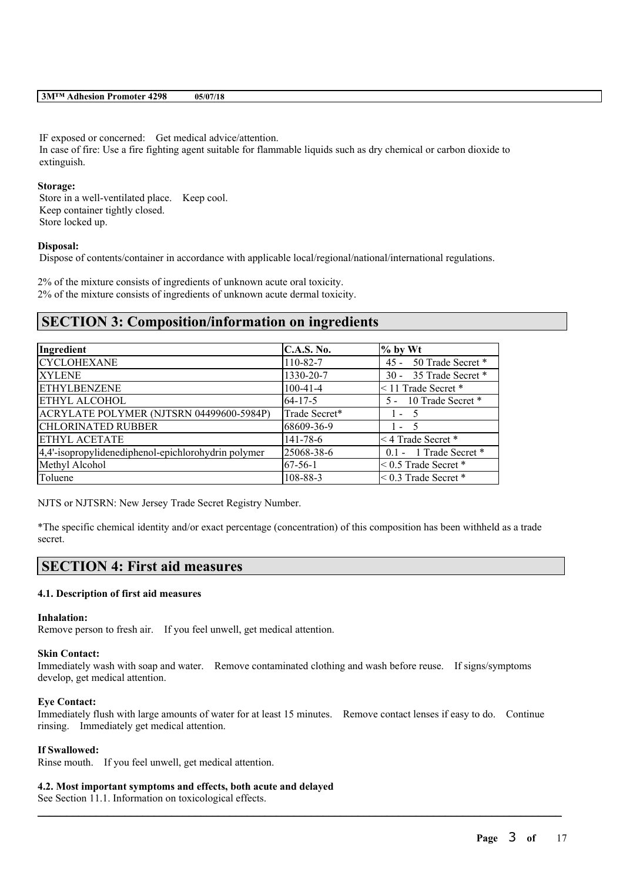IF exposed or concerned: Get medical advice/attention.
In case of fire: Use a fire fighting agent suitable for flammable liquids such as dry chemical or carbon dioxide to extinguish.

**Storage:**
Store in a well-ventilated place. Keep cool.
Keep container tightly closed.
Store locked up.

**Disposal:**
Dispose of contents/container in accordance with applicable local/regional/national/international regulations.

2% of the mixture consists of ingredients of unknown acute oral toxicity.
2% of the mixture consists of ingredients of unknown acute dermal toxicity.

## SECTION 3: Composition/information on ingredients

| Ingredient | C.A.S. No. | % by Wt |
|---|---|---|
| CYCLOHEXANE | 110-82-7 | 45 - 50 Trade Secret * |
| XYLENE | 1330-20-7 | 30 - 35 Trade Secret * |
| ETHYLBENZENE | 100-41-4 | < 11 Trade Secret * |
| ETHYL ALCOHOL | 64-17-5 | 5 - 10 Trade Secret * |
| ACRYLATE POLYMER (NJTSRN 04499600-5984P) | Trade Secret* | 1 - 5 |
| CHLORINATED RUBBER | 68609-36-9 | 1 - 5 |
| ETHYL ACETATE | 141-78-6 | < 4 Trade Secret * |
| 4,4'-isopropylidenediphenol-epichlorohydrin polymer | 25068-38-6 | 0.1 - 1 Trade Secret * |
| Methyl Alcohol | 67-56-1 | < 0.5 Trade Secret * |
| Toluene | 108-88-3 | < 0.3 Trade Secret * |

NJTS or NJTSRN: New Jersey Trade Secret Registry Number.

*The specific chemical identity and/or exact percentage (concentration) of this composition has been withheld as a trade secret.

## SECTION 4: First aid measures

### 4.1. Description of first aid measures

**Inhalation:**
Remove person to fresh air. If you feel unwell, get medical attention.

**Skin Contact:**
Immediately wash with soap and water. Remove contaminated clothing and wash before reuse. If signs/symptoms develop, get medical attention.

**Eye Contact:**
Immediately flush with large amounts of water for at least 15 minutes. Remove contact lenses if easy to do. Continue rinsing. Immediately get medical attention.

**If Swallowed:**
Rinse mouth. If you feel unwell, get medical attention.

### 4.2. Most important symptoms and effects, both acute and delayed

See Section 11.1. Information on toxicological effects.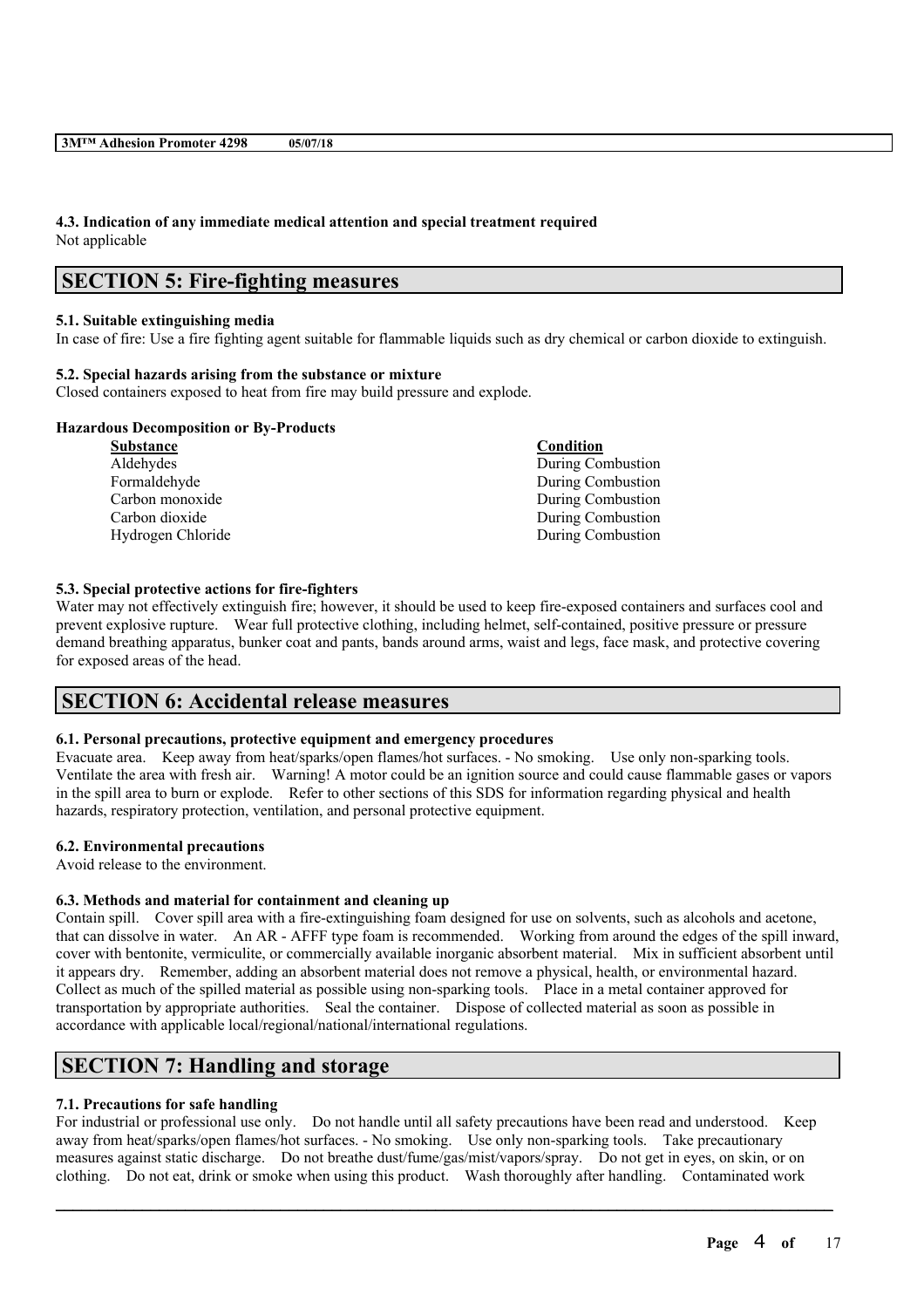### 4.3. Indication of any immediate medical attention and special treatment required
Not applicable

## SECTION 5: Fire-fighting measures

### 5.1. Suitable extinguishing media
In case of fire: Use a fire fighting agent suitable for flammable liquids such as dry chemical or carbon dioxide to extinguish.

### 5.2. Special hazards arising from the substance or mixture
Closed containers exposed to heat from fire may build pressure and explode.

**Hazardous Decomposition or By-Products**

| Substance | Condition |
|---|---|
| Aldehydes | During Combustion |
| Formaldehyde | During Combustion |
| Carbon monoxide | During Combustion |
| Carbon dioxide | During Combustion |
| Hydrogen Chloride | During Combustion |

### 5.3. Special protective actions for fire-fighters
Water may not effectively extinguish fire; however, it should be used to keep fire-exposed containers and surfaces cool and prevent explosive rupture. Wear full protective clothing, including helmet, self-contained, positive pressure or pressure demand breathing apparatus, bunker coat and pants, bands around arms, waist and legs, face mask, and protective covering for exposed areas of the head.

## SECTION 6: Accidental release measures

### 6.1. Personal precautions, protective equipment and emergency procedures
Evacuate area. Keep away from heat/sparks/open flames/hot surfaces. - No smoking. Use only non-sparking tools. Ventilate the area with fresh air. Warning! A motor could be an ignition source and could cause flammable gases or vapors in the spill area to burn or explode. Refer to other sections of this SDS for information regarding physical and health hazards, respiratory protection, ventilation, and personal protective equipment.

### 6.2. Environmental precautions
Avoid release to the environment.

### 6.3. Methods and material for containment and cleaning up
Contain spill. Cover spill area with a fire-extinguishing foam designed for use on solvents, such as alcohols and acetone, that can dissolve in water. An AR - AFFF type foam is recommended. Working from around the edges of the spill inward, cover with bentonite, vermiculite, or commercially available inorganic absorbent material. Mix in sufficient absorbent until it appears dry. Remember, adding an absorbent material does not remove a physical, health, or environmental hazard. Collect as much of the spilled material as possible using non-sparking tools. Place in a metal container approved for transportation by appropriate authorities. Seal the container. Dispose of collected material as soon as possible in accordance with applicable local/regional/national/international regulations.

## SECTION 7: Handling and storage

### 7.1. Precautions for safe handling
For industrial or professional use only. Do not handle until all safety precautions have been read and understood. Keep away from heat/sparks/open flames/hot surfaces. - No smoking. Use only non-sparking tools. Take precautionary measures against static discharge. Do not breathe dust/fume/gas/mist/vapors/spray. Do not get in eyes, on skin, or on clothing. Do not eat, drink or smoke when using this product. Wash thoroughly after handling. Contaminated work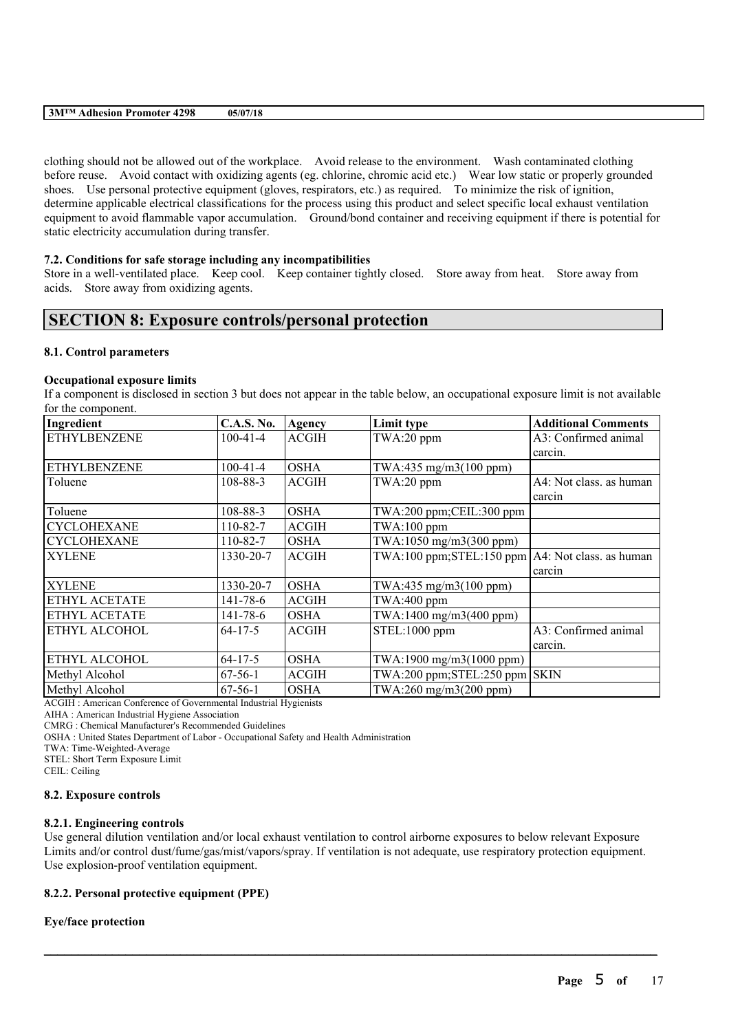clothing should not be allowed out of the workplace. Avoid release to the environment. Wash contaminated clothing before reuse. Avoid contact with oxidizing agents (eg. chlorine, chromic acid etc.) Wear low static or properly grounded shoes. Use personal protective equipment (gloves, respirators, etc.) as required. To minimize the risk of ignition, determine applicable electrical classifications for the process using this product and select specific local exhaust ventilation equipment to avoid flammable vapor accumulation. Ground/bond container and receiving equipment if there is potential for static electricity accumulation during transfer.

### 7.2. Conditions for safe storage including any incompatibilities

Store in a well-ventilated place. Keep cool. Keep container tightly closed. Store away from heat. Store away from acids. Store away from oxidizing agents.

## SECTION 8: Exposure controls/personal protection

### 8.1. Control parameters

**Occupational exposure limits**

If a component is disclosed in section 3 but does not appear in the table below, an occupational exposure limit is not available for the component.

| Ingredient | C.A.S. No. | Agency | Limit type | Additional Comments |
|---|---|---|---|---|
| ETHYLBENZENE | 100-41-4 | ACGIH | TWA:20 ppm | A3: Confirmed animal carcin. |
| ETHYLBENZENE | 100-41-4 | OSHA | TWA:435 mg/m3(100 ppm) | |
| Toluene | 108-88-3 | ACGIH | TWA:20 ppm | A4: Not class. as human carcin |
| Toluene | 108-88-3 | OSHA | TWA:200 ppm;CEIL:300 ppm | |
| CYCLOHEXANE | 110-82-7 | ACGIH | TWA:100 ppm | |
| CYCLOHEXANE | 110-82-7 | OSHA | TWA:1050 mg/m3(300 ppm) | |
| XYLENE | 1330-20-7 | ACGIH | TWA:100 ppm;STEL:150 ppm | A4: Not class. as human carcin |
| XYLENE | 1330-20-7 | OSHA | TWA:435 mg/m3(100 ppm) | |
| ETHYL ACETATE | 141-78-6 | ACGIH | TWA:400 ppm | |
| ETHYL ACETATE | 141-78-6 | OSHA | TWA:1400 mg/m3(400 ppm) | |
| ETHYL ALCOHOL | 64-17-5 | ACGIH | STEL:1000 ppm | A3: Confirmed animal carcin. |
| ETHYL ALCOHOL | 64-17-5 | OSHA | TWA:1900 mg/m3(1000 ppm) | |
| Methyl Alcohol | 67-56-1 | ACGIH | TWA:200 ppm;STEL:250 ppm | SKIN |
| Methyl Alcohol | 67-56-1 | OSHA | TWA:260 mg/m3(200 ppm) | |

ACGIH : American Conference of Governmental Industrial Hygienists

AIHA : American Industrial Hygiene Association

CMRG : Chemical Manufacturer's Recommended Guidelines

OSHA : United States Department of Labor - Occupational Safety and Health Administration

TWA: Time-Weighted-Average

STEL: Short Term Exposure Limit

CEIL: Ceiling

### 8.2. Exposure controls

#### 8.2.1. Engineering controls

Use general dilution ventilation and/or local exhaust ventilation to control airborne exposures to below relevant Exposure Limits and/or control dust/fume/gas/mist/vapors/spray. If ventilation is not adequate, use respiratory protection equipment. Use explosion-proof ventilation equipment.

#### 8.2.2. Personal protective equipment (PPE)

**Eye/face protection**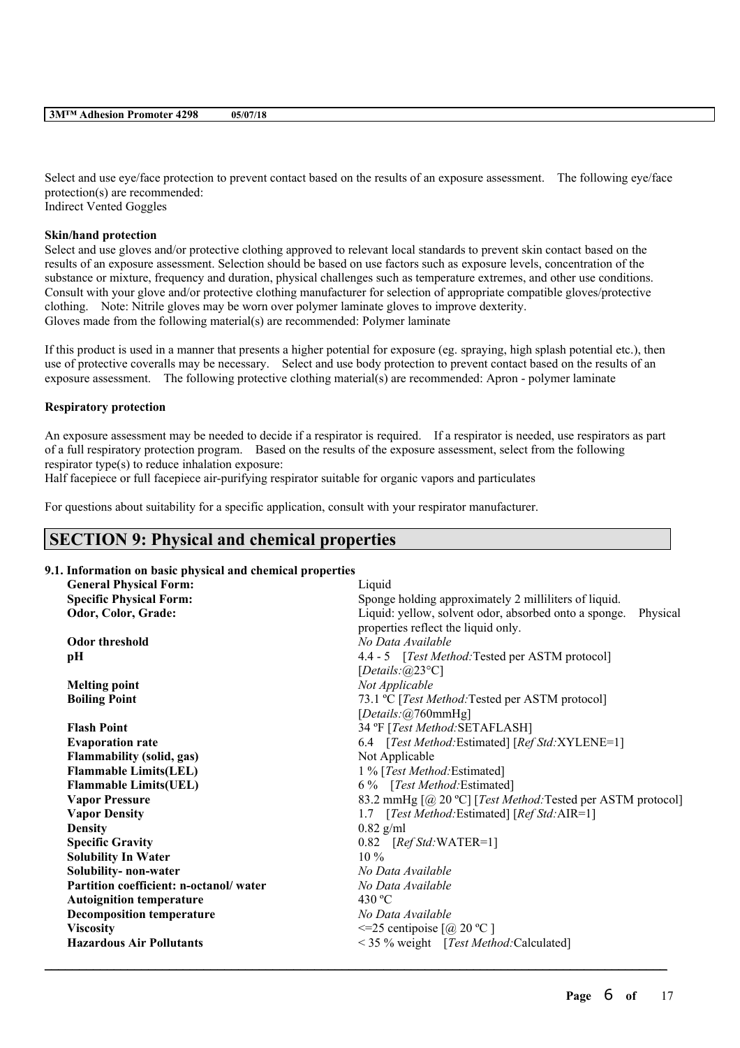Select and use eye/face protection to prevent contact based on the results of an exposure assessment. The following eye/face protection(s) are recommended:
Indirect Vented Goggles

### Skin/hand protection

Select and use gloves and/or protective clothing approved to relevant local standards to prevent skin contact based on the results of an exposure assessment. Selection should be based on use factors such as exposure levels, concentration of the substance or mixture, frequency and duration, physical challenges such as temperature extremes, and other use conditions. Consult with your glove and/or protective clothing manufacturer for selection of appropriate compatible gloves/protective clothing. Note: Nitrile gloves may be worn over polymer laminate gloves to improve dexterity.
Gloves made from the following material(s) are recommended: Polymer laminate

If this product is used in a manner that presents a higher potential for exposure (eg. spraying, high splash potential etc.), then use of protective coveralls may be necessary. Select and use body protection to prevent contact based on the results of an exposure assessment. The following protective clothing material(s) are recommended: Apron - polymer laminate

### Respiratory protection

An exposure assessment may be needed to decide if a respirator is required. If a respirator is needed, use respirators as part of a full respiratory protection program. Based on the results of the exposure assessment, select from the following respirator type(s) to reduce inhalation exposure:
Half facepiece or full facepiece air-purifying respirator suitable for organic vapors and particulates

For questions about suitability for a specific application, consult with your respirator manufacturer.

## SECTION 9: Physical and chemical properties

### 9.1. Information on basic physical and chemical properties

| | |
|---|---|
| **General Physical Form:** | Liquid |
| **Specific Physical Form:** | Sponge holding approximately 2 milliliters of liquid. |
| **Odor, Color, Grade:** | Liquid: yellow, solvent odor, absorbed onto a sponge. Physical properties reflect the liquid only. |
| **Odor threshold** | *No Data Available* |
| **pH** | 4.4 - 5 [*Test Method:*Tested per ASTM protocol] [*Details:*@23°C] |
| **Melting point** | *Not Applicable* |
| **Boiling Point** | 73.1 ºC [*Test Method:*Tested per ASTM protocol] [*Details:*@760mmHg] |
| **Flash Point** | 34 ºF [*Test Method:*SETAFLASH] |
| **Evaporation rate** | 6.4 [*Test Method:*Estimated] [*Ref Std:*XYLENE=1] |
| **Flammability (solid, gas)** | Not Applicable |
| **Flammable Limits(LEL)** | 1 % [*Test Method:*Estimated] |
| **Flammable Limits(UEL)** | 6 % [*Test Method:*Estimated] |
| **Vapor Pressure** | 83.2 mmHg [@ 20 ºC] [*Test Method:*Tested per ASTM protocol] |
| **Vapor Density** | 1.7 [*Test Method:*Estimated] [*Ref Std:*AIR=1] |
| **Density** | 0.82 g/ml |
| **Specific Gravity** | 0.82 [*Ref Std:*WATER=1] |
| **Solubility In Water** | 10 % |
| **Solubility- non-water** | *No Data Available* |
| **Partition coefficient: n-octanol/ water** | *No Data Available* |
| **Autoignition temperature** | 430 ºC |
| **Decomposition temperature** | *No Data Available* |
| **Viscosity** | <=25 centipoise [@ 20 ºC ] |
| **Hazardous Air Pollutants** | < 35 % weight [*Test Method:*Calculated] |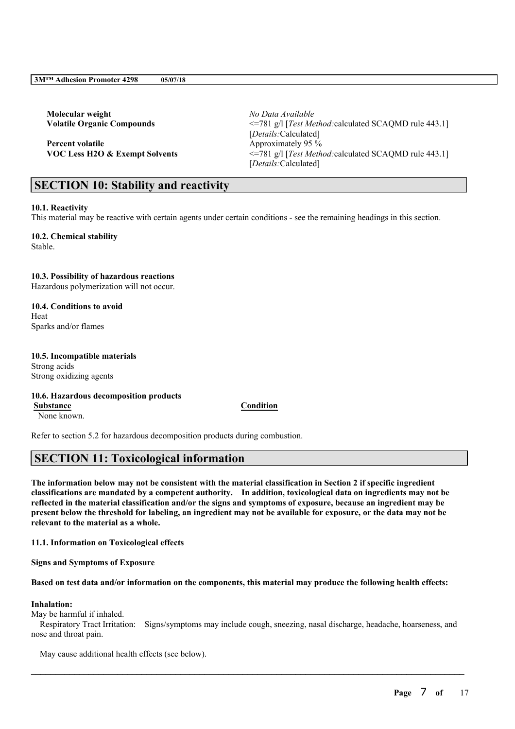| | |
|---|---|
| **Molecular weight** | *No Data Available* |
| **Volatile Organic Compounds** | <=781 g/l [*Test Method:*calculated SCAQMD rule 443.1] [*Details:*Calculated] |
| **Percent volatile** | Approximately 95 % |
| **VOC Less H2O & Exempt Solvents** | <=781 g/l [*Test Method:*calculated SCAQMD rule 443.1] [*Details:*Calculated] |

## SECTION 10: Stability and reactivity

**10.1. Reactivity**

This material may be reactive with certain agents under certain conditions - see the remaining headings in this section.

**10.2. Chemical stability**

Stable.

**10.3. Possibility of hazardous reactions**

Hazardous polymerization will not occur.

**10.4. Conditions to avoid**

Heat

Sparks and/or flames

**10.5. Incompatible materials**

Strong acids

Strong oxidizing agents

**10.6. Hazardous decomposition products**

| Substance | Condition |
|---|---|
| None known. | |

Refer to section 5.2 for hazardous decomposition products during combustion.

## SECTION 11: Toxicological information

**The information below may not be consistent with the material classification in Section 2 if specific ingredient classifications are mandated by a competent authority. In addition, toxicological data on ingredients may not be reflected in the material classification and/or the signs and symptoms of exposure, because an ingredient may be present below the threshold for labeling, an ingredient may not be available for exposure, or the data may not be relevant to the material as a whole.**

**11.1. Information on Toxicological effects**

**Signs and Symptoms of Exposure**

**Based on test data and/or information on the components, this material may produce the following health effects:**

**Inhalation:**

May be harmful if inhaled.

Respiratory Tract Irritation: Signs/symptoms may include cough, sneezing, nasal discharge, headache, hoarseness, and nose and throat pain.

May cause additional health effects (see below).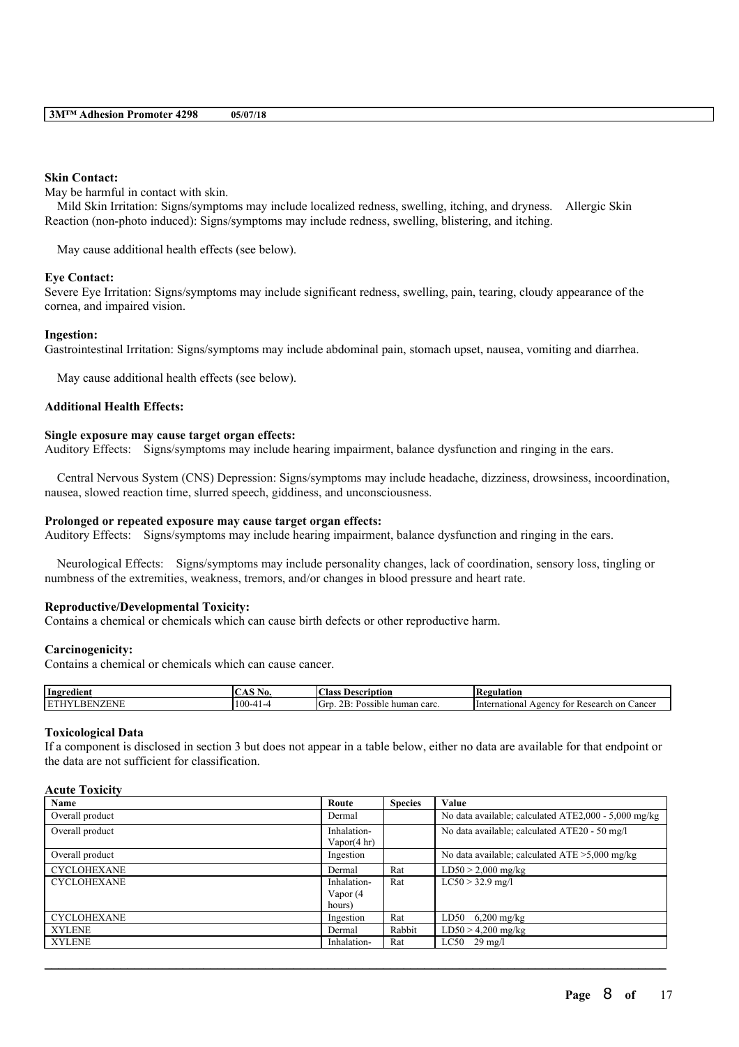**Skin Contact:**
May be harmful in contact with skin.
Mild Skin Irritation: Signs/symptoms may include localized redness, swelling, itching, and dryness. Allergic Skin Reaction (non-photo induced): Signs/symptoms may include redness, swelling, blistering, and itching.

May cause additional health effects (see below).

**Eye Contact:**
Severe Eye Irritation: Signs/symptoms may include significant redness, swelling, pain, tearing, cloudy appearance of the cornea, and impaired vision.

**Ingestion:**
Gastrointestinal Irritation: Signs/symptoms may include abdominal pain, stomach upset, nausea, vomiting and diarrhea.

May cause additional health effects (see below).

**Additional Health Effects:**

**Single exposure may cause target organ effects:**
Auditory Effects: Signs/symptoms may include hearing impairment, balance dysfunction and ringing in the ears.

Central Nervous System (CNS) Depression: Signs/symptoms may include headache, dizziness, drowsiness, incoordination, nausea, slowed reaction time, slurred speech, giddiness, and unconsciousness.

**Prolonged or repeated exposure may cause target organ effects:**
Auditory Effects: Signs/symptoms may include hearing impairment, balance dysfunction and ringing in the ears.

Neurological Effects: Signs/symptoms may include personality changes, lack of coordination, sensory loss, tingling or numbness of the extremities, weakness, tremors, and/or changes in blood pressure and heart rate.

**Reproductive/Developmental Toxicity:**
Contains a chemical or chemicals which can cause birth defects or other reproductive harm.

**Carcinogenicity:**
Contains a chemical or chemicals which can cause cancer.

| Ingredient | CAS No. | Class Description | Regulation |
|---|---|---|---|
| ETHYLBENZENE | 100-41-4 | Grp. 2B: Possible human carc. | International Agency for Research on Cancer |

**Toxicological Data**
If a component is disclosed in section 3 but does not appear in a table below, either no data are available for that endpoint or the data are not sufficient for classification.

**Acute Toxicity**

| Name | Route | Species | Value |
|---|---|---|---|
| Overall product | Dermal | | No data available; calculated ATE2,000 - 5,000 mg/kg |
| Overall product | Inhalation-Vapor(4 hr) | | No data available; calculated ATE20 - 50 mg/l |
| Overall product | Ingestion | | No data available; calculated ATE >5,000 mg/kg |
| CYCLOHEXANE | Dermal | Rat | LD50 > 2,000 mg/kg |
| CYCLOHEXANE | Inhalation-Vapor (4 hours) | Rat | LC50 > 32.9 mg/l |
| CYCLOHEXANE | Ingestion | Rat | LD50 6,200 mg/kg |
| XYLENE | Dermal | Rabbit | LD50 > 4,200 mg/kg |
| XYLENE | Inhalation- | Rat | LC50 29 mg/l |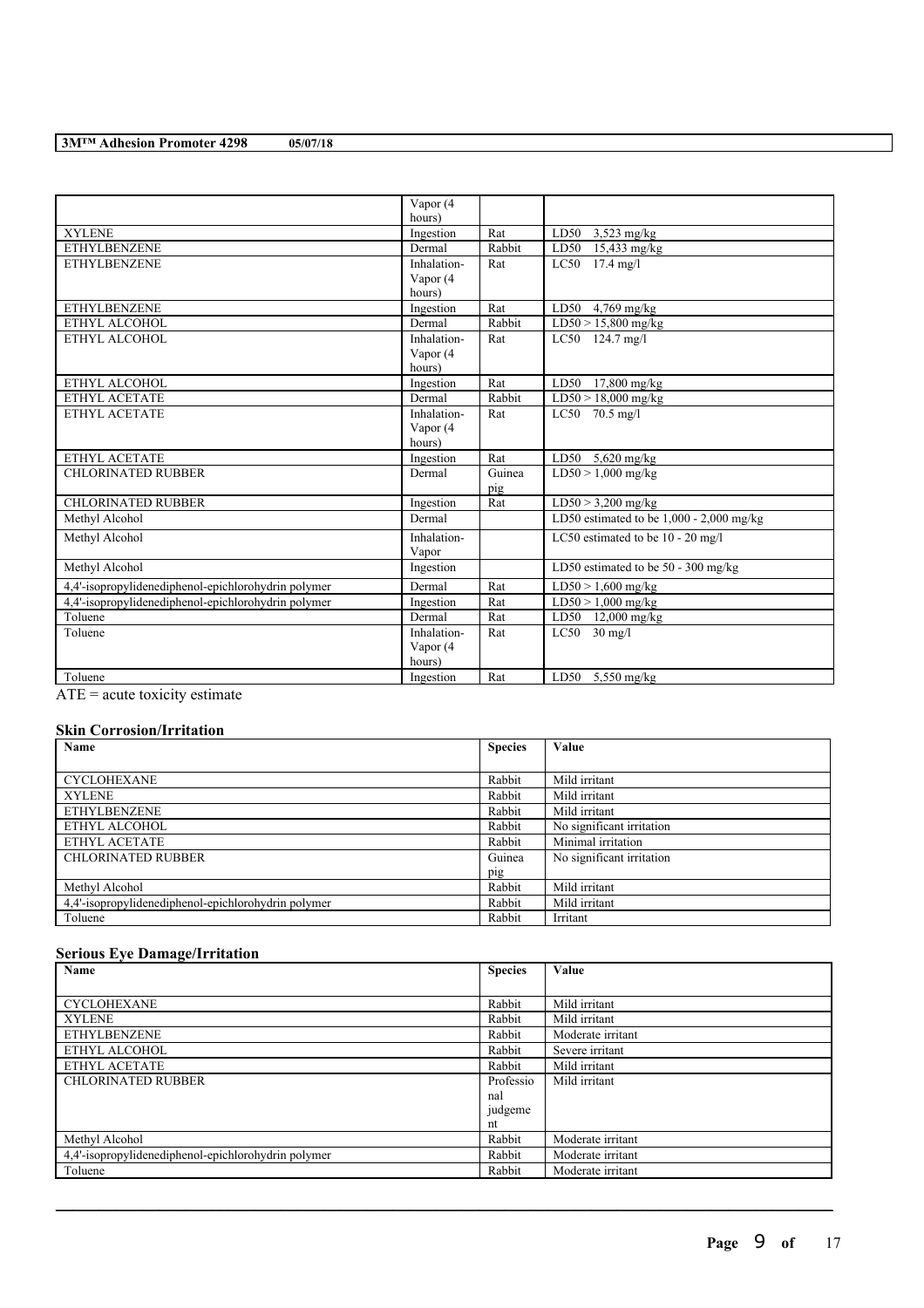| | | | |
|---|---|---|---|
| | Vapor (4 hours) | | |
| XYLENE | Ingestion | Rat | LD50 3,523 mg/kg |
| ETHYLBENZENE | Dermal | Rabbit | LD50 15,433 mg/kg |
| ETHYLBENZENE | Inhalation-Vapor (4 hours) | Rat | LC50 17.4 mg/l |
| ETHYLBENZENE | Ingestion | Rat | LD50 4,769 mg/kg |
| ETHYL ALCOHOL | Dermal | Rabbit | LD50 > 15,800 mg/kg |
| ETHYL ALCOHOL | Inhalation-Vapor (4 hours) | Rat | LC50 124.7 mg/l |
| ETHYL ALCOHOL | Ingestion | Rat | LD50 17,800 mg/kg |
| ETHYL ACETATE | Dermal | Rabbit | LD50 > 18,000 mg/kg |
| ETHYL ACETATE | Inhalation-Vapor (4 hours) | Rat | LC50 70.5 mg/l |
| ETHYL ACETATE | Ingestion | Rat | LD50 5,620 mg/kg |
| CHLORINATED RUBBER | Dermal | Guinea pig | LD50 > 1,000 mg/kg |
| CHLORINATED RUBBER | Ingestion | Rat | LD50 > 3,200 mg/kg |
| Methyl Alcohol | Dermal | | LD50 estimated to be 1,000 - 2,000 mg/kg |
| Methyl Alcohol | Inhalation-Vapor | | LC50 estimated to be 10 - 20 mg/l |
| Methyl Alcohol | Ingestion | | LD50 estimated to be 50 - 300 mg/kg |
| 4,4'-isopropylidenediphenol-epichlorohydrin polymer | Dermal | Rat | LD50 > 1,600 mg/kg |
| 4,4'-isopropylidenediphenol-epichlorohydrin polymer | Ingestion | Rat | LD50 > 1,000 mg/kg |
| Toluene | Dermal | Rat | LD50 12,000 mg/kg |
| Toluene | Inhalation-Vapor (4 hours) | Rat | LC50 30 mg/l |
| Toluene | Ingestion | Rat | LD50 5,550 mg/kg |

ATE = acute toxicity estimate

### Skin Corrosion/Irritation

| Name | Species | Value |
|---|---|---|
| CYCLOHEXANE | Rabbit | Mild irritant |
| XYLENE | Rabbit | Mild irritant |
| ETHYLBENZENE | Rabbit | Mild irritant |
| ETHYL ALCOHOL | Rabbit | No significant irritation |
| ETHYL ACETATE | Rabbit | Minimal irritation |
| CHLORINATED RUBBER | Guinea pig | No significant irritation |
| Methyl Alcohol | Rabbit | Mild irritant |
| 4,4'-isopropylidenediphenol-epichlorohydrin polymer | Rabbit | Mild irritant |
| Toluene | Rabbit | Irritant |

### Serious Eye Damage/Irritation

| Name | Species | Value |
|---|---|---|
| CYCLOHEXANE | Rabbit | Mild irritant |
| XYLENE | Rabbit | Mild irritant |
| ETHYLBENZENE | Rabbit | Moderate irritant |
| ETHYL ALCOHOL | Rabbit | Severe irritant |
| ETHYL ACETATE | Rabbit | Mild irritant |
| CHLORINATED RUBBER | Professional judgement | Mild irritant |
| Methyl Alcohol | Rabbit | Moderate irritant |
| 4,4'-isopropylidenediphenol-epichlorohydrin polymer | Rabbit | Moderate irritant |
| Toluene | Rabbit | Moderate irritant |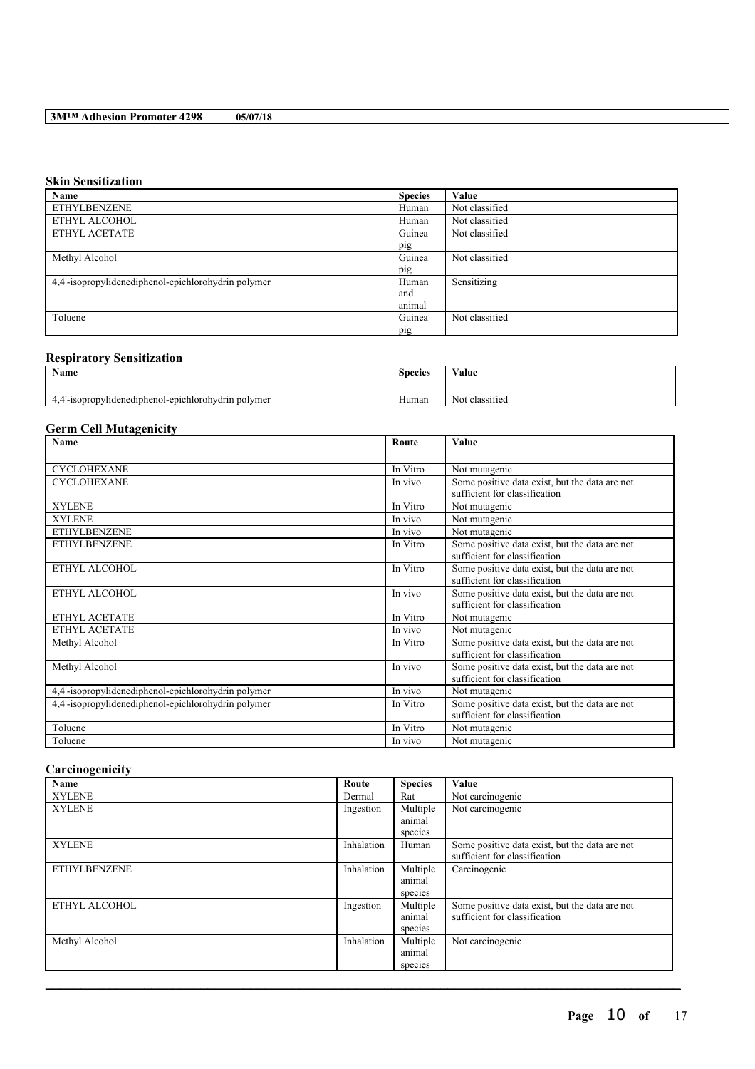### Skin Sensitization

| Name | Species | Value |
|---|---|---|
| ETHYLBENZENE | Human | Not classified |
| ETHYL ALCOHOL | Human | Not classified |
| ETHYL ACETATE | Guinea pig | Not classified |
| Methyl Alcohol | Guinea pig | Not classified |
| 4,4'-isopropylidenediphenol-epichlorohydrin polymer | Human and animal | Sensitizing |
| Toluene | Guinea pig | Not classified |

### Respiratory Sensitization

| Name | Species | Value |
|---|---|---|
| 4,4'-isopropylidenediphenol-epichlorohydrin polymer | Human | Not classified |

### Germ Cell Mutagenicity

| Name | Route | Value |
|---|---|---|
| CYCLOHEXANE | In Vitro | Not mutagenic |
| CYCLOHEXANE | In vivo | Some positive data exist, but the data are not sufficient for classification |
| XYLENE | In Vitro | Not mutagenic |
| XYLENE | In vivo | Not mutagenic |
| ETHYLBENZENE | In vivo | Not mutagenic |
| ETHYLBENZENE | In Vitro | Some positive data exist, but the data are not sufficient for classification |
| ETHYL ALCOHOL | In Vitro | Some positive data exist, but the data are not sufficient for classification |
| ETHYL ALCOHOL | In vivo | Some positive data exist, but the data are not sufficient for classification |
| ETHYL ACETATE | In Vitro | Not mutagenic |
| ETHYL ACETATE | In vivo | Not mutagenic |
| Methyl Alcohol | In Vitro | Some positive data exist, but the data are not sufficient for classification |
| Methyl Alcohol | In vivo | Some positive data exist, but the data are not sufficient for classification |
| 4,4'-isopropylidenediphenol-epichlorohydrin polymer | In vivo | Not mutagenic |
| 4,4'-isopropylidenediphenol-epichlorohydrin polymer | In Vitro | Some positive data exist, but the data are not sufficient for classification |
| Toluene | In Vitro | Not mutagenic |
| Toluene | In vivo | Not mutagenic |

### Carcinogenicity

| Name | Route | Species | Value |
|---|---|---|---|
| XYLENE | Dermal | Rat | Not carcinogenic |
| XYLENE | Ingestion | Multiple animal species | Not carcinogenic |
| XYLENE | Inhalation | Human | Some positive data exist, but the data are not sufficient for classification |
| ETHYLBENZENE | Inhalation | Multiple animal species | Carcinogenic |
| ETHYL ALCOHOL | Ingestion | Multiple animal species | Some positive data exist, but the data are not sufficient for classification |
| Methyl Alcohol | Inhalation | Multiple animal species | Not carcinogenic |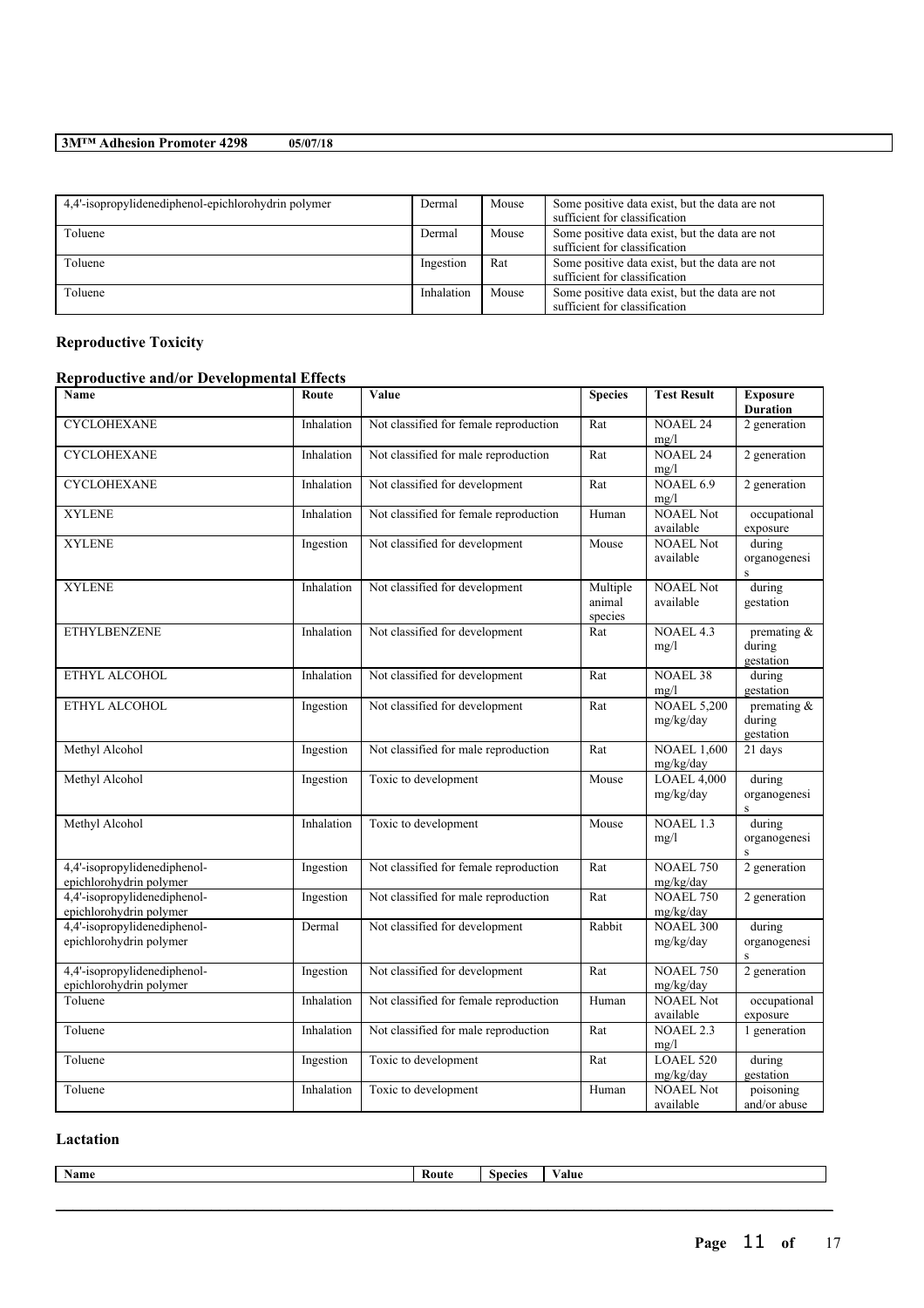| 4,4'-isopropylidenediphenol-epichlorohydrin polymer | Dermal | Mouse | Some positive data exist, but the data are not sufficient for classification |
|---|---|---|---|
| Toluene | Dermal | Mouse | Some positive data exist, but the data are not sufficient for classification |
| Toluene | Ingestion | Rat | Some positive data exist, but the data are not sufficient for classification |
| Toluene | Inhalation | Mouse | Some positive data exist, but the data are not sufficient for classification |

### Reproductive Toxicity

#### Reproductive and/or Developmental Effects

| Name | Route | Value | Species | Test Result | Exposure Duration |
|---|---|---|---|---|---|
| CYCLOHEXANE | Inhalation | Not classified for female reproduction | Rat | NOAEL 24 mg/l | 2 generation |
| CYCLOHEXANE | Inhalation | Not classified for male reproduction | Rat | NOAEL 24 mg/l | 2 generation |
| CYCLOHEXANE | Inhalation | Not classified for development | Rat | NOAEL 6.9 mg/l | 2 generation |
| XYLENE | Inhalation | Not classified for female reproduction | Human | NOAEL Not available | occupational exposure |
| XYLENE | Ingestion | Not classified for development | Mouse | NOAEL Not available | during organogenesis |
| XYLENE | Inhalation | Not classified for development | Multiple animal species | NOAEL Not available | during gestation |
| ETHYLBENZENE | Inhalation | Not classified for development | Rat | NOAEL 4.3 mg/l | premating & during gestation |
| ETHYL ALCOHOL | Inhalation | Not classified for development | Rat | NOAEL 38 mg/l | during gestation |
| ETHYL ALCOHOL | Ingestion | Not classified for development | Rat | NOAEL 5,200 mg/kg/day | premating & during gestation |
| Methyl Alcohol | Ingestion | Not classified for male reproduction | Rat | NOAEL 1,600 mg/kg/day | 21 days |
| Methyl Alcohol | Ingestion | Toxic to development | Mouse | LOAEL 4,000 mg/kg/day | during organogenesis |
| Methyl Alcohol | Inhalation | Toxic to development | Mouse | NOAEL 1.3 mg/l | during organogenesis |
| 4,4'-isopropylidenediphenol-epichlorohydrin polymer | Ingestion | Not classified for female reproduction | Rat | NOAEL 750 mg/kg/day | 2 generation |
| 4,4'-isopropylidenediphenol-epichlorohydrin polymer | Ingestion | Not classified for male reproduction | Rat | NOAEL 750 mg/kg/day | 2 generation |
| 4,4'-isopropylidenediphenol-epichlorohydrin polymer | Dermal | Not classified for development | Rabbit | NOAEL 300 mg/kg/day | during organogenesis |
| 4,4'-isopropylidenediphenol-epichlorohydrin polymer | Ingestion | Not classified for development | Rat | NOAEL 750 mg/kg/day | 2 generation |
| Toluene | Inhalation | Not classified for female reproduction | Human | NOAEL Not available | occupational exposure |
| Toluene | Inhalation | Not classified for male reproduction | Rat | NOAEL 2.3 mg/l | 1 generation |
| Toluene | Ingestion | Toxic to development | Rat | LOAEL 520 mg/kg/day | during gestation |
| Toluene | Inhalation | Toxic to development | Human | NOAEL Not available | poisoning and/or abuse |

### Lactation

| Name | Route | Species | Value |
|---|---|---|---|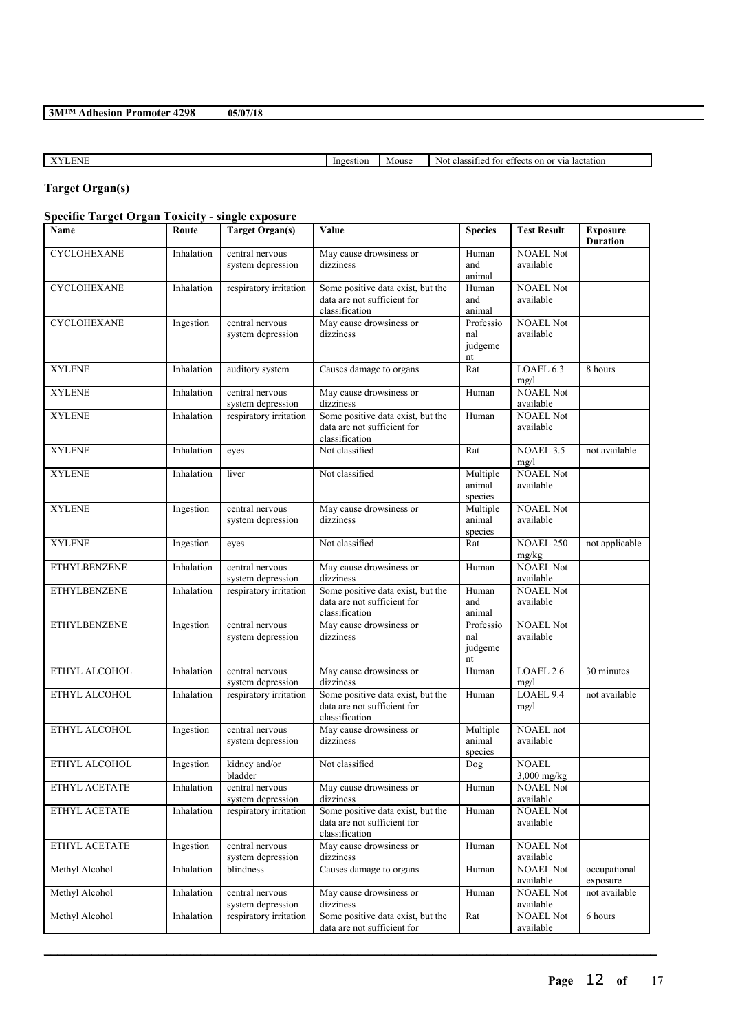| XYLENE | Ingestion | Mouse | Not classified for effects on or via lactation |
|---|---|---|---|

**Target Organ(s)**

**Specific Target Organ Toxicity - single exposure**

| Name | Route | Target Organ(s) | Value | Species | Test Result | Exposure Duration |
|---|---|---|---|---|---|---|
| CYCLOHEXANE | Inhalation | central nervous system depression | May cause drowsiness or dizziness | Human and animal | NOAEL Not available | |
| CYCLOHEXANE | Inhalation | respiratory irritation | Some positive data exist, but the data are not sufficient for classification | Human and animal | NOAEL Not available | |
| CYCLOHEXANE | Ingestion | central nervous system depression | May cause drowsiness or dizziness | Professional judgement | NOAEL Not available | |
| XYLENE | Inhalation | auditory system | Causes damage to organs | Rat | LOAEL 6.3 mg/l | 8 hours |
| XYLENE | Inhalation | central nervous system depression | May cause drowsiness or dizziness | Human | NOAEL Not available | |
| XYLENE | Inhalation | respiratory irritation | Some positive data exist, but the data are not sufficient for classification | Human | NOAEL Not available | |
| XYLENE | Inhalation | eyes | Not classified | Rat | NOAEL 3.5 mg/l | not available |
| XYLENE | Inhalation | liver | Not classified | Multiple animal species | NOAEL Not available | |
| XYLENE | Ingestion | central nervous system depression | May cause drowsiness or dizziness | Multiple animal species | NOAEL Not available | |
| XYLENE | Ingestion | eyes | Not classified | Rat | NOAEL 250 mg/kg | not applicable |
| ETHYLBENZENE | Inhalation | central nervous system depression | May cause drowsiness or dizziness | Human | NOAEL Not available | |
| ETHYLBENZENE | Inhalation | respiratory irritation | Some positive data exist, but the data are not sufficient for classification | Human and animal | NOAEL Not available | |
| ETHYLBENZENE | Ingestion | central nervous system depression | May cause drowsiness or dizziness | Professional judgement | NOAEL Not available | |
| ETHYL ALCOHOL | Inhalation | central nervous system depression | May cause drowsiness or dizziness | Human | LOAEL 2.6 mg/l | 30 minutes |
| ETHYL ALCOHOL | Inhalation | respiratory irritation | Some positive data exist, but the data are not sufficient for classification | Human | LOAEL 9.4 mg/l | not available |
| ETHYL ALCOHOL | Ingestion | central nervous system depression | May cause drowsiness or dizziness | Multiple animal species | NOAEL not available | |
| ETHYL ALCOHOL | Ingestion | kidney and/or bladder | Not classified | Dog | NOAEL 3,000 mg/kg | |
| ETHYL ACETATE | Inhalation | central nervous system depression | May cause drowsiness or dizziness | Human | NOAEL Not available | |
| ETHYL ACETATE | Inhalation | respiratory irritation | Some positive data exist, but the data are not sufficient for classification | Human | NOAEL Not available | |
| ETHYL ACETATE | Ingestion | central nervous system depression | May cause drowsiness or dizziness | Human | NOAEL Not available | |
| Methyl Alcohol | Inhalation | blindness | Causes damage to organs | Human | NOAEL Not available | occupational exposure |
| Methyl Alcohol | Inhalation | central nervous system depression | May cause drowsiness or dizziness | Human | NOAEL Not available | not available |
| Methyl Alcohol | Inhalation | respiratory irritation | Some positive data exist, but the data are not sufficient for | Rat | NOAEL Not available | 6 hours |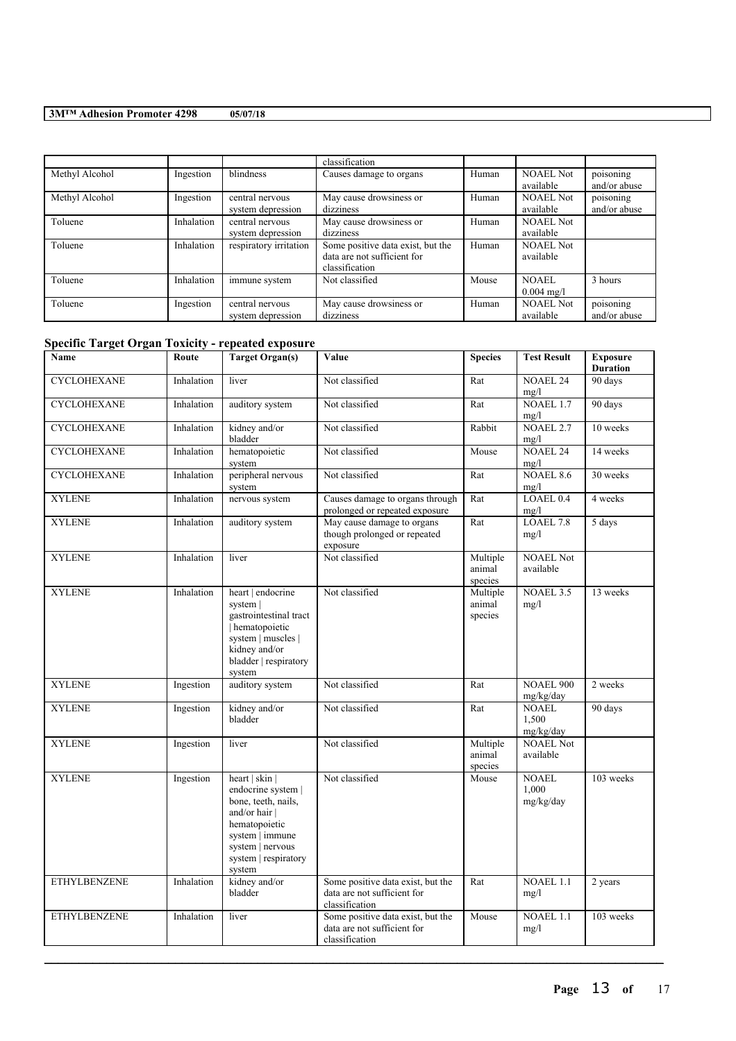| | | | classification | | | |
|---|---|---|---|---|---|---|
| Methyl Alcohol | Ingestion | blindness | Causes damage to organs | Human | NOAEL Not available | poisoning and/or abuse |
| Methyl Alcohol | Ingestion | central nervous system depression | May cause drowsiness or dizziness | Human | NOAEL Not available | poisoning and/or abuse |
| Toluene | Inhalation | central nervous system depression | May cause drowsiness or dizziness | Human | NOAEL Not available | |
| Toluene | Inhalation | respiratory irritation | Some positive data exist, but the data are not sufficient for classification | Human | NOAEL Not available | |
| Toluene | Inhalation | immune system | Not classified | Mouse | NOAEL 0.004 mg/l | 3 hours |
| Toluene | Ingestion | central nervous system depression | May cause drowsiness or dizziness | Human | NOAEL Not available | poisoning and/or abuse |

### Specific Target Organ Toxicity - repeated exposure

| Name | Route | Target Organ(s) | Value | Species | Test Result | Exposure Duration |
|---|---|---|---|---|---|---|
| CYCLOHEXANE | Inhalation | liver | Not classified | Rat | NOAEL 24 mg/l | 90 days |
| CYCLOHEXANE | Inhalation | auditory system | Not classified | Rat | NOAEL 1.7 mg/l | 90 days |
| CYCLOHEXANE | Inhalation | kidney and/or bladder | Not classified | Rabbit | NOAEL 2.7 mg/l | 10 weeks |
| CYCLOHEXANE | Inhalation | hematopoietic system | Not classified | Mouse | NOAEL 24 mg/l | 14 weeks |
| CYCLOHEXANE | Inhalation | peripheral nervous system | Not classified | Rat | NOAEL 8.6 mg/l | 30 weeks |
| XYLENE | Inhalation | nervous system | Causes damage to organs through prolonged or repeated exposure | Rat | LOAEL 0.4 mg/l | 4 weeks |
| XYLENE | Inhalation | auditory system | May cause damage to organs though prolonged or repeated exposure | Rat | LOAEL 7.8 mg/l | 5 days |
| XYLENE | Inhalation | liver | Not classified | Multiple animal species | NOAEL Not available | |
| XYLENE | Inhalation | heart \| endocrine system \| gastrointestinal tract \| hematopoietic system \| muscles \| kidney and/or bladder \| respiratory system | Not classified | Multiple animal species | NOAEL 3.5 mg/l | 13 weeks |
| XYLENE | Ingestion | auditory system | Not classified | Rat | NOAEL 900 mg/kg/day | 2 weeks |
| XYLENE | Ingestion | kidney and/or bladder | Not classified | Rat | NOAEL 1,500 mg/kg/day | 90 days |
| XYLENE | Ingestion | liver | Not classified | Multiple animal species | NOAEL Not available | |
| XYLENE | Ingestion | heart \| skin \| endocrine system \| bone, teeth, nails, and/or hair \| hematopoietic system \| immune system \| nervous system \| respiratory system | Not classified | Mouse | NOAEL 1,000 mg/kg/day | 103 weeks |
| ETHYLBENZENE | Inhalation | kidney and/or bladder | Some positive data exist, but the data are not sufficient for classification | Rat | NOAEL 1.1 mg/l | 2 years |
| ETHYLBENZENE | Inhalation | liver | Some positive data exist, but the data are not sufficient for classification | Mouse | NOAEL 1.1 mg/l | 103 weeks |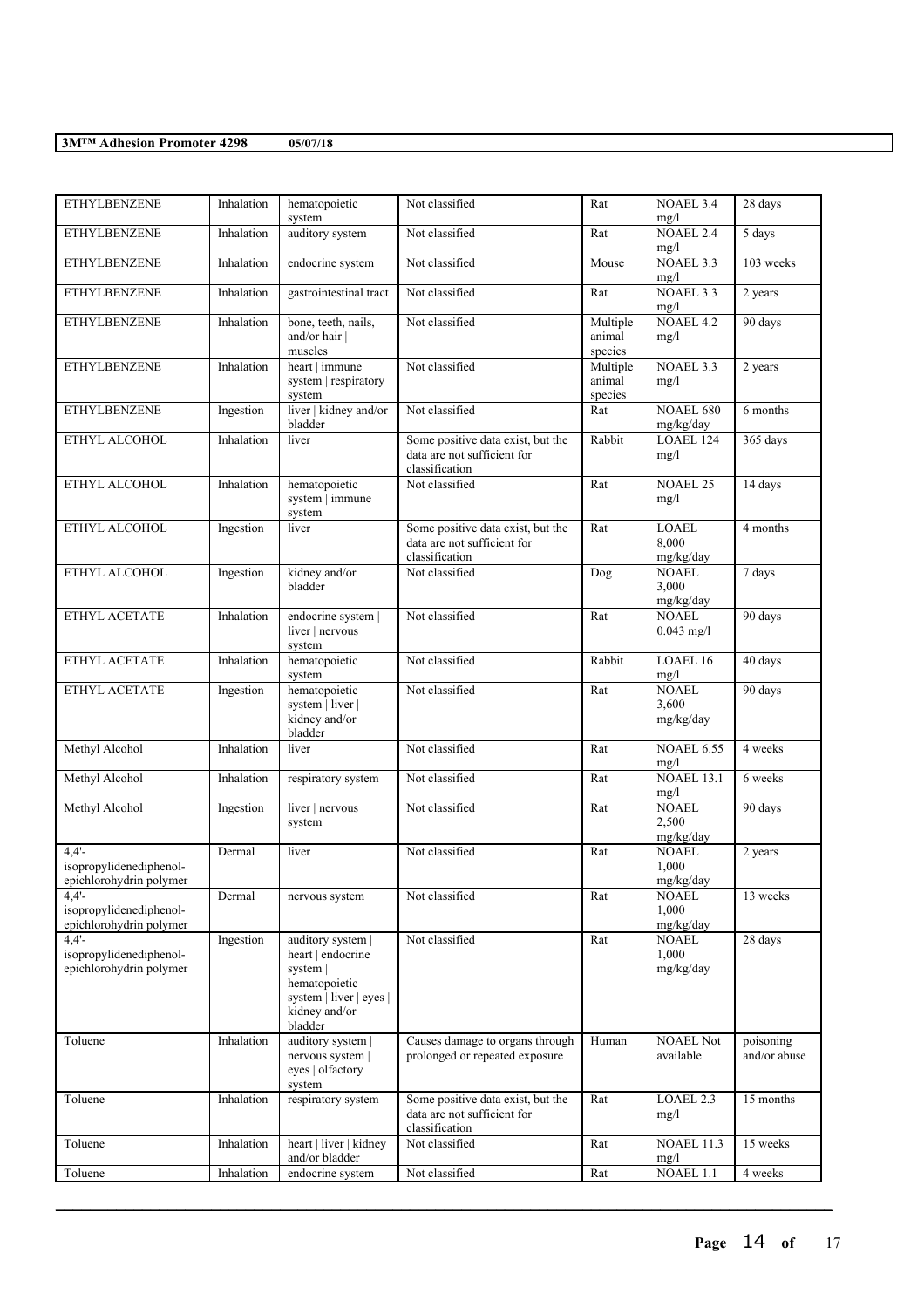| ETHYLBENZENE | Inhalation | hematopoietic system | Not classified | Rat | NOAEL 3.4 mg/l | 28 days |
|---|---|---|---|---|---|---|
| ETHYLBENZENE | Inhalation | auditory system | Not classified | Rat | NOAEL 2.4 mg/l | 5 days |
| ETHYLBENZENE | Inhalation | endocrine system | Not classified | Mouse | NOAEL 3.3 mg/l | 103 weeks |
| ETHYLBENZENE | Inhalation | gastrointestinal tract | Not classified | Rat | NOAEL 3.3 mg/l | 2 years |
| ETHYLBENZENE | Inhalation | bone, teeth, nails, and/or hair \| muscles | Not classified | Multiple animal species | NOAEL 4.2 mg/l | 90 days |
| ETHYLBENZENE | Inhalation | heart \| immune system \| respiratory system | Not classified | Multiple animal species | NOAEL 3.3 mg/l | 2 years |
| ETHYLBENZENE | Ingestion | liver \| kidney and/or bladder | Not classified | Rat | NOAEL 680 mg/kg/day | 6 months |
| ETHYL ALCOHOL | Inhalation | liver | Some positive data exist, but the data are not sufficient for classification | Rabbit | LOAEL 124 mg/l | 365 days |
| ETHYL ALCOHOL | Inhalation | hematopoietic system \| immune system | Not classified | Rat | NOAEL 25 mg/l | 14 days |
| ETHYL ALCOHOL | Ingestion | liver | Some positive data exist, but the data are not sufficient for classification | Rat | LOAEL 8,000 mg/kg/day | 4 months |
| ETHYL ALCOHOL | Ingestion | kidney and/or bladder | Not classified | Dog | NOAEL 3,000 mg/kg/day | 7 days |
| ETHYL ACETATE | Inhalation | endocrine system \| liver \| nervous system | Not classified | Rat | NOAEL 0.043 mg/l | 90 days |
| ETHYL ACETATE | Inhalation | hematopoietic system | Not classified | Rabbit | LOAEL 16 mg/l | 40 days |
| ETHYL ACETATE | Ingestion | hematopoietic system \| liver \| kidney and/or bladder | Not classified | Rat | NOAEL 3,600 mg/kg/day | 90 days |
| Methyl Alcohol | Inhalation | liver | Not classified | Rat | NOAEL 6.55 mg/l | 4 weeks |
| Methyl Alcohol | Inhalation | respiratory system | Not classified | Rat | NOAEL 13.1 mg/l | 6 weeks |
| Methyl Alcohol | Ingestion | liver \| nervous system | Not classified | Rat | NOAEL 2,500 mg/kg/day | 90 days |
| 4,4'-isopropylidenediphenol-epichlorohydrin polymer | Dermal | liver | Not classified | Rat | NOAEL 1,000 mg/kg/day | 2 years |
| 4,4'-isopropylidenediphenol-epichlorohydrin polymer | Dermal | nervous system | Not classified | Rat | NOAEL 1,000 mg/kg/day | 13 weeks |
| 4,4'-isopropylidenediphenol-epichlorohydrin polymer | Ingestion | auditory system \| heart \| endocrine system \| hematopoietic system \| liver \| eyes \| kidney and/or bladder | Not classified | Rat | NOAEL 1,000 mg/kg/day | 28 days |
| Toluene | Inhalation | auditory system \| nervous system \| eyes \| olfactory system | Causes damage to organs through prolonged or repeated exposure | Human | NOAEL Not available | poisoning and/or abuse |
| Toluene | Inhalation | respiratory system | Some positive data exist, but the data are not sufficient for classification | Rat | LOAEL 2.3 mg/l | 15 months |
| Toluene | Inhalation | heart \| liver \| kidney and/or bladder | Not classified | Rat | NOAEL 11.3 mg/l | 15 weeks |
| Toluene | Inhalation | endocrine system | Not classified | Rat | NOAEL 1.1 | 4 weeks |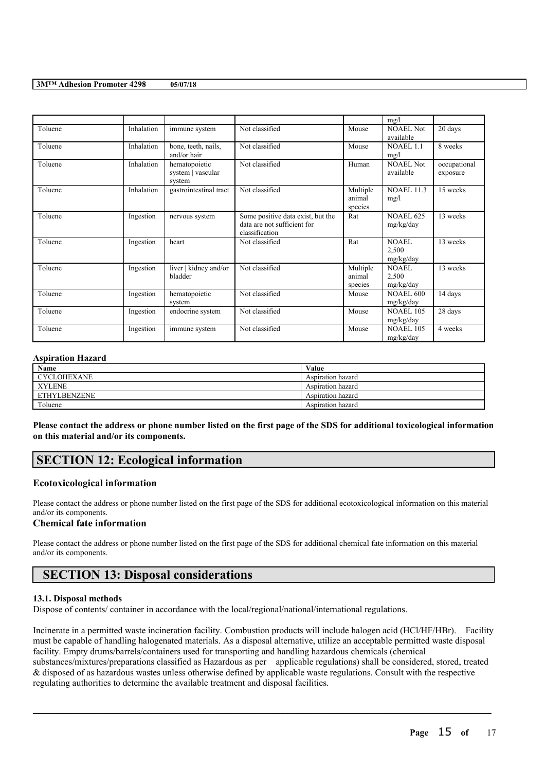|  |  |  |  |  | mg/l |  |
|---|---|---|---|---|---|---|
| Toluene | Inhalation | immune system | Not classified | Mouse | NOAEL Not available | 20 days |
| Toluene | Inhalation | bone, teeth, nails, and/or hair | Not classified | Mouse | NOAEL 1.1 mg/l | 8 weeks |
| Toluene | Inhalation | hematopoietic system \| vascular system | Not classified | Human | NOAEL Not available | occupational exposure |
| Toluene | Inhalation | gastrointestinal tract | Not classified | Multiple animal species | NOAEL 11.3 mg/l | 15 weeks |
| Toluene | Ingestion | nervous system | Some positive data exist, but the data are not sufficient for classification | Rat | NOAEL 625 mg/kg/day | 13 weeks |
| Toluene | Ingestion | heart | Not classified | Rat | NOAEL 2,500 mg/kg/day | 13 weeks |
| Toluene | Ingestion | liver \| kidney and/or bladder | Not classified | Multiple animal species | NOAEL 2,500 mg/kg/day | 13 weeks |
| Toluene | Ingestion | hematopoietic system | Not classified | Mouse | NOAEL 600 mg/kg/day | 14 days |
| Toluene | Ingestion | endocrine system | Not classified | Mouse | NOAEL 105 mg/kg/day | 28 days |
| Toluene | Ingestion | immune system | Not classified | Mouse | NOAEL 105 mg/kg/day | 4 weeks |

### Aspiration Hazard

| Name | Value |
|---|---|
| CYCLOHEXANE | Aspiration hazard |
| XYLENE | Aspiration hazard |
| ETHYLBENZENE | Aspiration hazard |
| Toluene | Aspiration hazard |

**Please contact the address or phone number listed on the first page of the SDS for additional toxicological information on this material and/or its components.**

## SECTION 12: Ecological information

### Ecotoxicological information

Please contact the address or phone number listed on the first page of the SDS for additional ecotoxicological information on this material and/or its components.

### Chemical fate information

Please contact the address or phone number listed on the first page of the SDS for additional chemical fate information on this material and/or its components.

## SECTION 13: Disposal considerations

#### 13.1. Disposal methods

Dispose of contents/ container in accordance with the local/regional/national/international regulations.

Incinerate in a permitted waste incineration facility. Combustion products will include halogen acid (HCl/HF/HBr). Facility must be capable of handling halogenated materials. As a disposal alternative, utilize an acceptable permitted waste disposal facility. Empty drums/barrels/containers used for transporting and handling hazardous chemicals (chemical substances/mixtures/preparations classified as Hazardous as per applicable regulations) shall be considered, stored, treated & disposed of as hazardous wastes unless otherwise defined by applicable waste regulations. Consult with the respective regulating authorities to determine the available treatment and disposal facilities.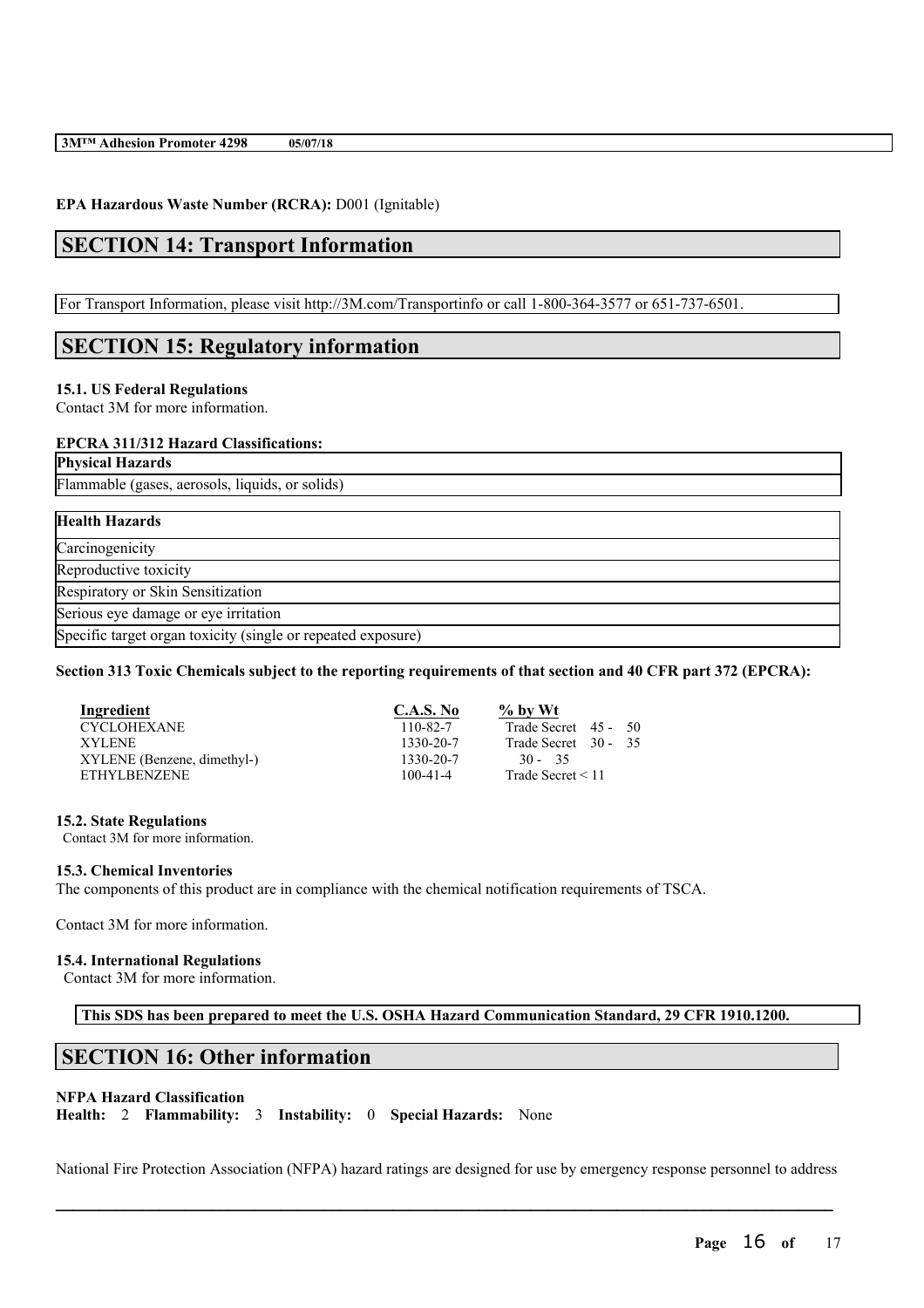**EPA Hazardous Waste Number (RCRA):** D001 (Ignitable)

## SECTION 14: Transport Information

For Transport Information, please visit http://3M.com/Transportinfo or call 1-800-364-3577 or 651-737-6501.

## SECTION 15: Regulatory information

### 15.1. US Federal Regulations

Contact 3M for more information.

**EPCRA 311/312 Hazard Classifications:**

| Physical Hazards |
|---|
| Flammable (gases, aerosols, liquids, or solids) |

| Health Hazards |
|---|
| Carcinogenicity |
| Reproductive toxicity |
| Respiratory or Skin Sensitization |
| Serious eye damage or eye irritation |
| Specific target organ toxicity (single or repeated exposure) |

**Section 313 Toxic Chemicals subject to the reporting requirements of that section and 40 CFR part 372 (EPCRA):**

| Ingredient | C.A.S. No | % by Wt |
|---|---|---|
| CYCLOHEXANE | 110-82-7 | Trade Secret 45 - 50 |
| XYLENE | 1330-20-7 | Trade Secret 30 - 35 |
| XYLENE (Benzene, dimethyl-) | 1330-20-7 | 30 - 35 |
| ETHYLBENZENE | 100-41-4 | Trade Secret < 11 |

### 15.2. State Regulations

Contact 3M for more information.

### 15.3. Chemical Inventories

The components of this product are in compliance with the chemical notification requirements of TSCA.

Contact 3M for more information.

### 15.4. International Regulations

Contact 3M for more information.

**This SDS has been prepared to meet the U.S. OSHA Hazard Communication Standard, 29 CFR 1910.1200.**

## SECTION 16: Other information

**NFPA Hazard Classification**

**Health:** 2 **Flammability:** 3 **Instability:** 0 **Special Hazards:** None

National Fire Protection Association (NFPA) hazard ratings are designed for use by emergency response personnel to address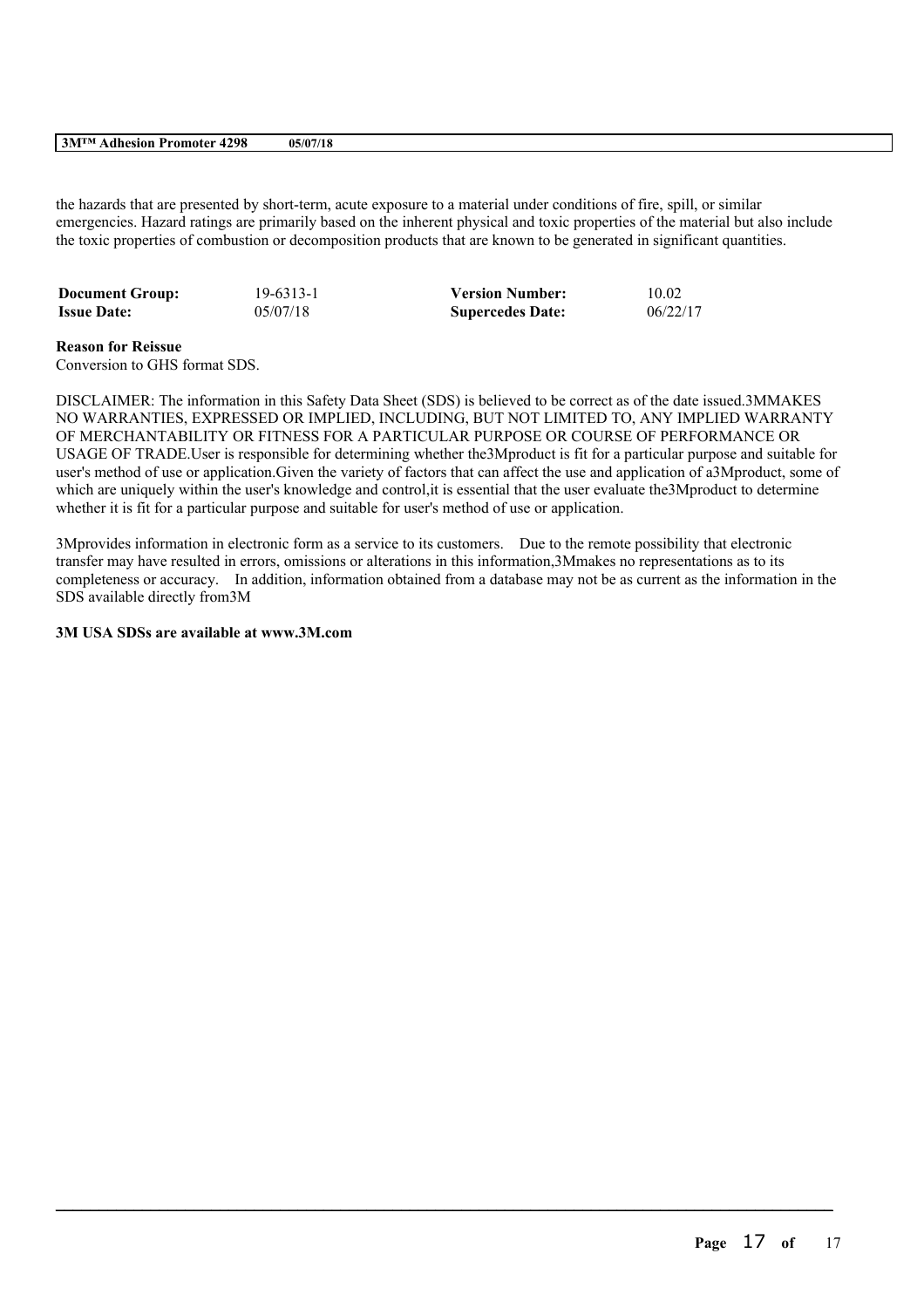the hazards that are presented by short-term, acute exposure to a material under conditions of fire, spill, or similar emergencies. Hazard ratings are primarily based on the inherent physical and toxic properties of the material but also include the toxic properties of combustion or decomposition products that are known to be generated in significant quantities.

| | | | |
|---|---|---|---|
| **Document Group:** | 19-6313-1 | **Version Number:** | 10.02 |
| **Issue Date:** | 05/07/18 | **Supercedes Date:** | 06/22/17 |

**Reason for Reissue**

Conversion to GHS format SDS.

DISCLAIMER: The information in this Safety Data Sheet (SDS) is believed to be correct as of the date issued.3MMAKES NO WARRANTIES, EXPRESSED OR IMPLIED, INCLUDING, BUT NOT LIMITED TO, ANY IMPLIED WARRANTY OF MERCHANTABILITY OR FITNESS FOR A PARTICULAR PURPOSE OR COURSE OF PERFORMANCE OR USAGE OF TRADE.User is responsible for determining whether the3Mproduct is fit for a particular purpose and suitable for user's method of use or application.Given the variety of factors that can affect the use and application of a3Mproduct, some of which are uniquely within the user's knowledge and control,it is essential that the user evaluate the3Mproduct to determine whether it is fit for a particular purpose and suitable for user's method of use or application.

3Mprovides information in electronic form as a service to its customers. Due to the remote possibility that electronic transfer may have resulted in errors, omissions or alterations in this information,3Mmakes no representations as to its completeness or accuracy. In addition, information obtained from a database may not be as current as the information in the SDS available directly from3M

**3M USA SDSs are available at www.3M.com**